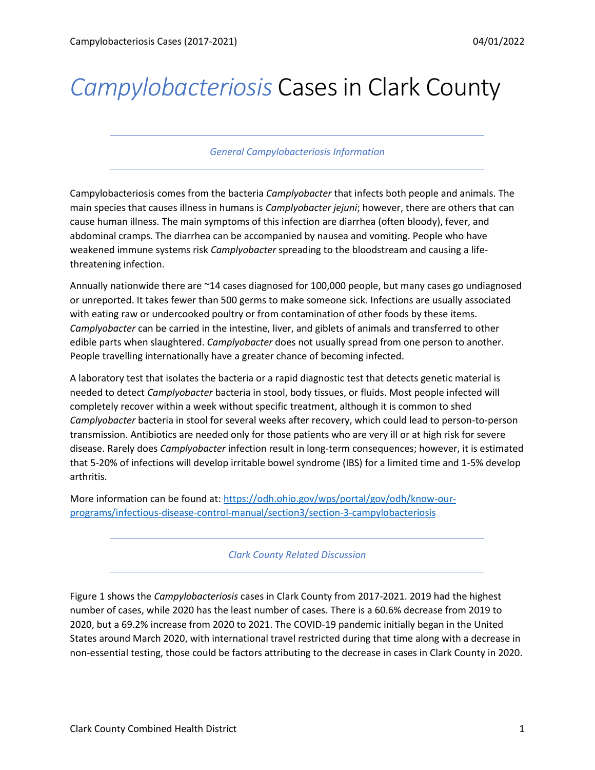# *Campylobacteriosis* Cases in Clark County

*General Campylobacteriosis Information*

Campylobacteriosis comes from the bacteria *Camplyobacter* that infects both people and animals. The main species that causes illness in humans is *Camplyobacter jejuni*; however, there are others that can cause human illness. The main symptoms of this infection are diarrhea (often bloody), fever, and abdominal cramps. The diarrhea can be accompanied by nausea and vomiting. People who have weakened immune systems risk *Camplyobacter* spreading to the bloodstream and causing a life-threatening infection.

Annually nationwide there are ~14 cases diagnosed for 100,000 people, but many cases go undiagnosed or unreported. It takes fewer than 500 germs to make someone sick. Infections are usually associated with eating raw or undercooked poultry or from contamination of other foods by these items. *Camplyobacter* can be carried in the intestine, liver, and giblets of animals and transferred to other edible parts when slaughtered. *Camplyobacter* does not usually spread from one person to another. People travelling internationally have a greater chance of becoming infected.

A laboratory test that isolates the bacteria or a rapid diagnostic test that detects genetic material is needed to detect *Camplyobacter* bacteria in stool, body tissues, or fluids. Most people infected will completely recover within a week without specific treatment, although it is common to shed *Camplyobacter* bacteria in stool for several weeks after recovery, which could lead to person-to-person transmission. Antibiotics are needed only for those patients who are very ill or at high risk for severe disease. Rarely does *Camplyobacter* infection result in long-term consequences; however, it is estimated that 5-20% of infections will develop irritable bowel syndrome (IBS) for a limited time and 1-5% develop arthritis.

More information can be found at: [https://odh.ohio.gov/wps/portal/gov/odh/know-our-programs/infectious-disease-control-manual/section3/section-3-campylobacteriosis](https://odh.ohio.gov/wps/portal/gov/odh/know-our-programs/infectious-disease-control-manual/section3/section-3-campylobacteriosis)

*Clark County Related Discussion*

Figure 1 shows the *Campylobacteriosis* cases in Clark County from 2017-2021. 2019 had the highest number of cases, while 2020 has the least number of cases. There is a 60.6% decrease from 2019 to 2020, but a 69.2% increase from 2020 to 2021. The COVID-19 pandemic initially began in the United States around March 2020, with international travel restricted during that time along with a decrease in non-essential testing, those could be factors attributing to the decrease in cases in Clark County in 2020.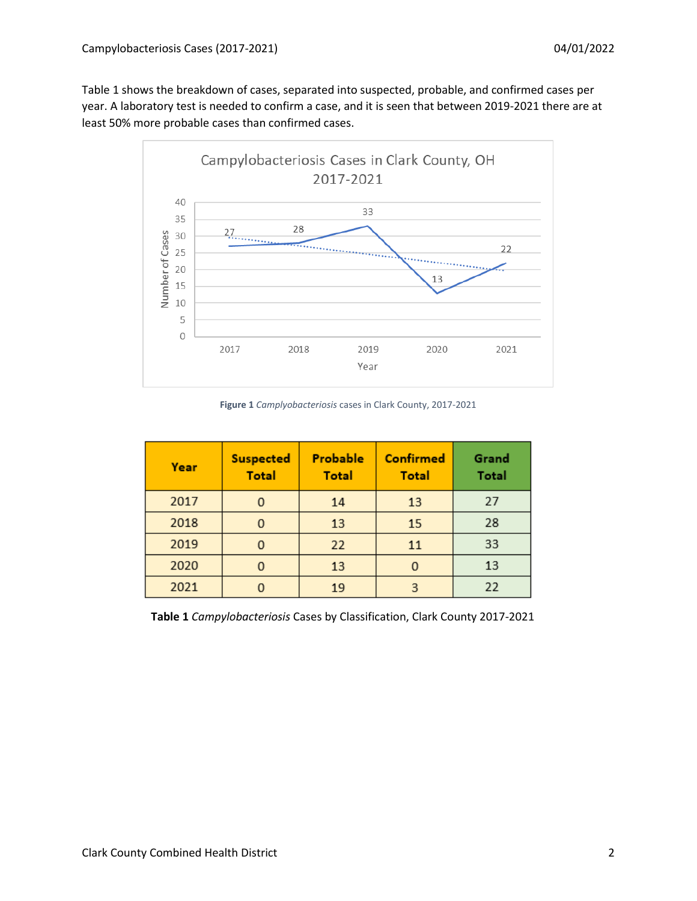Table 1 shows the breakdown of cases, separated into suspected, probable, and confirmed cases per year. A laboratory test is needed to confirm a case, and it is seen that between 2019-2021 there are at least 50% more probable cases than confirmed cases.

Campylobacteriosis Cases in Clark County, OH
2017-2021

Number of Cases

40
35
30
25
20
15
10
5
0

27
28
33
13
22

2017
2018
2019
2020
2021

Year

**Figure 1** *Camplyobacteriosis* cases in Clark County, 2017-2021

| Year | Suspected Total | Probable Total | Confirmed Total | Grand Total |
|---|---|---|---|---|
| 2017 | 0 | 14 | 13 | 27 |
| 2018 | 0 | 13 | 15 | 28 |
| 2019 | 0 | 22 | 11 | 33 |
| 2020 | 0 | 13 | 0 | 13 |
| 2021 | 0 | 19 | 3 | 22 |

**Table 1** *Campylobacteriosis* Cases by Classification, Clark County 2017-2021